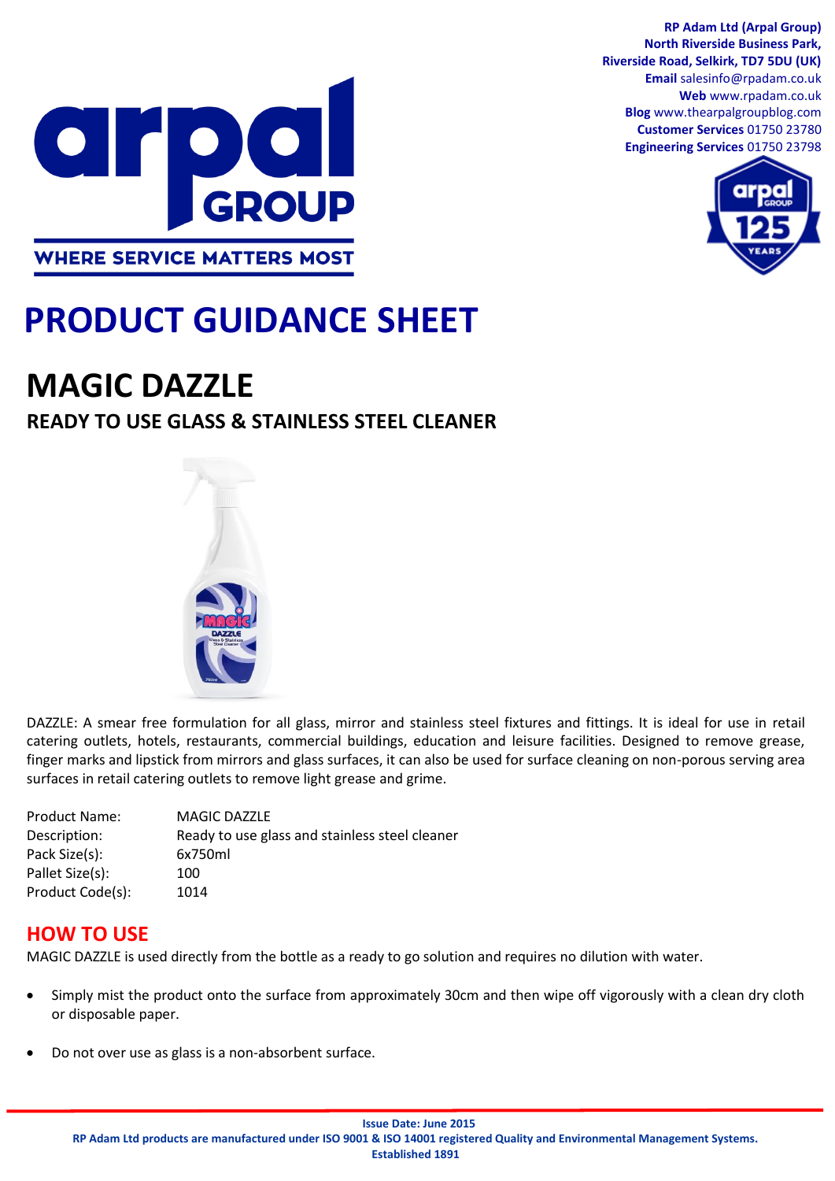RP Adam Ltd (Arpal Group)
North Riverside Business Park,
Riverside Road, Selkirk, TD7 5DU (UK)
**Email** salesinfo@rpadam.co.uk
**Web** www.rpadam.co.uk
**Blog** www.thearpalgroupblog.com
**Customer Services** 01750 23780
**Engineering Services** 01750 23798

arpal GROUP

WHERE SERVICE MATTERS MOST

# PRODUCT GUIDANCE SHEET

## MAGIC DAZZLE

### READY TO USE GLASS & STAINLESS STEEL CLEANER

DAZZLE: A smear free formulation for all glass, mirror and stainless steel fixtures and fittings. It is ideal for use in retail catering outlets, hotels, restaurants, commercial buildings, education and leisure facilities. Designed to remove grease, finger marks and lipstick from mirrors and glass surfaces, it can also be used for surface cleaning on non-porous serving area surfaces in retail catering outlets to remove light grease and grime.

| | |
|---|---|
| Product Name: | MAGIC DAZZLE |
| Description: | Ready to use glass and stainless steel cleaner |
| Pack Size(s): | 6x750ml |
| Pallet Size(s): | 100 |
| Product Code(s): | 1014 |

## HOW TO USE

MAGIC DAZZLE is used directly from the bottle as a ready to go solution and requires no dilution with water.

- Simply mist the product onto the surface from approximately 30cm and then wipe off vigorously with a clean dry cloth or disposable paper.
- Do not over use as glass is a non-absorbent surface.

**Issue Date: June 2015**
**RP Adam Ltd products are manufactured under ISO 9001 & ISO 14001 registered Quality and Environmental Management Systems.**
**Established 1891**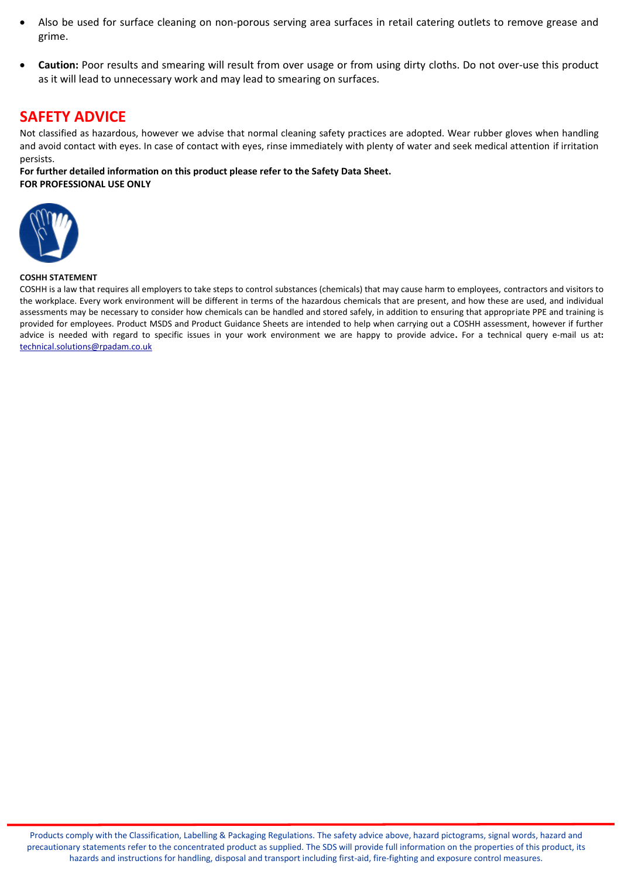- Also be used for surface cleaning on non-porous serving area surfaces in retail catering outlets to remove grease and grime.

- **Caution:** Poor results and smearing will result from over usage or from using dirty cloths. Do not over-use this product as it will lead to unnecessary work and may lead to smearing on surfaces.

## SAFETY ADVICE

Not classified as hazardous, however we advise that normal cleaning safety practices are adopted. Wear rubber gloves when handling and avoid contact with eyes. In case of contact with eyes, rinse immediately with plenty of water and seek medical attention if irritation persists.

**For further detailed information on this product please refer to the Safety Data Sheet.**

**FOR PROFESSIONAL USE ONLY**

**COSHH STATEMENT**

COSHH is a law that requires all employers to take steps to control substances (chemicals) that may cause harm to employees, contractors and visitors to the workplace. Every work environment will be different in terms of the hazardous chemicals that are present, and how these are used, and individual assessments may be necessary to consider how chemicals can be handled and stored safely, in addition to ensuring that appropriate PPE and training is provided for employees. Product MSDS and Product Guidance Sheets are intended to help when carrying out a COSHH assessment, however if further advice is needed with regard to specific issues in your work environment we are happy to provide advice. For a technical query e-mail us at: technical.solutions@rpadam.co.uk

Products comply with the Classification, Labelling & Packaging Regulations. The safety advice above, hazard pictograms, signal words, hazard and precautionary statements refer to the concentrated product as supplied. The SDS will provide full information on the properties of this product, its hazards and instructions for handling, disposal and transport including first-aid, fire-fighting and exposure control measures.